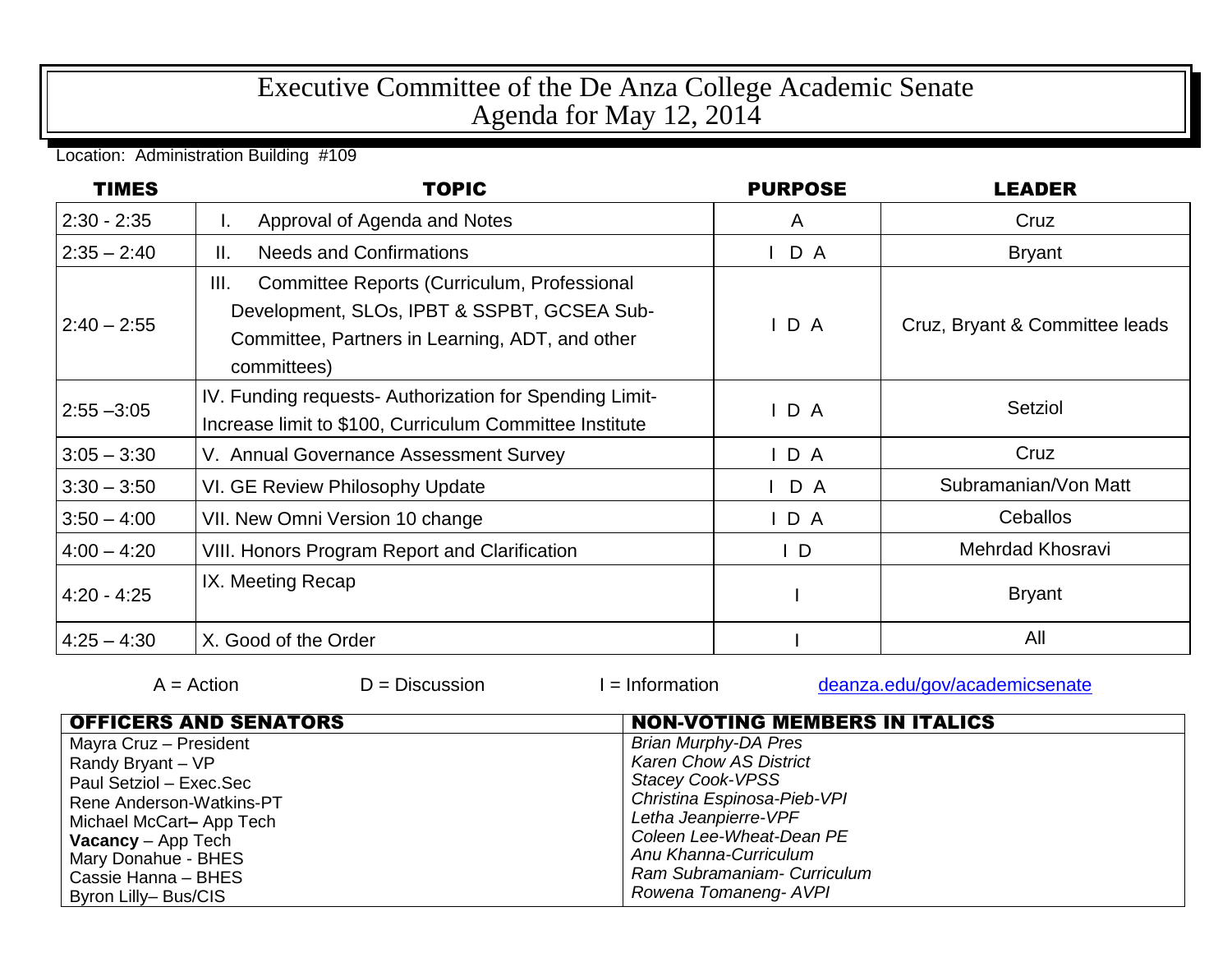# Executive Committee of the De Anza College Academic Senate
# Agenda for May 12, 2014

Location: Administration Building #109

| TIMES | TOPIC | PURPOSE | LEADER |
|---|---|---|---|
| 2:30 - 2:35 | I. Approval of Agenda and Notes | A | Cruz |
| 2:35 – 2:40 | II. Needs and Confirmations | I D A | Bryant |
| 2:40 – 2:55 | III. Committee Reports (Curriculum, Professional Development, SLOs, IPBT & SSPBT, GCSEA Sub-Committee, Partners in Learning, ADT, and other committees) | I D A | Cruz, Bryant & Committee leads |
| 2:55 –3:05 | IV. Funding requests- Authorization for Spending Limit-Increase limit to $100, Curriculum Committee Institute | I D A | Setziol |
| 3:05 – 3:30 | V. Annual Governance Assessment Survey | I D A | Cruz |
| 3:30 – 3:50 | VI. GE Review Philosophy Update | I D A | Subramanian/Von Matt |
| 3:50 – 4:00 | VII. New Omni Version 10 change | I D A | Ceballos |
| 4:00 – 4:20 | VIII. Honors Program Report and Clarification | I D | Mehrdad Khosravi |
| 4:20 - 4:25 | IX. Meeting Recap | I | Bryant |
| 4:25 – 4:30 | X. Good of the Order | I | All |

A = Action D = Discussion I = Information deanza.edu/gov/academicsenate

| OFFICERS AND SENATORS | NON-VOTING MEMBERS IN ITALICS |
|---|---|
| Mayra Cruz – President | *Brian Murphy-DA Pres* |
| Randy Bryant – VP | *Karen Chow AS District* |
| Paul Setziol – Exec.Sec | *Stacey Cook-VPSS* |
| Rene Anderson-Watkins-PT | *Christina Espinosa-Pieb-VPI* |
| Michael McCart– App Tech | *Letha Jeanpierre-VPF* |
| **Vacancy** – App Tech | *Coleen Lee-Wheat-Dean PE* |
| Mary Donahue - BHES | *Anu Khanna-Curriculum* |
| Cassie Hanna – BHES | *Ram Subramaniam- Curriculum* |
| Byron Lilly– Bus/CIS | *Rowena Tomaneng- AVPI* |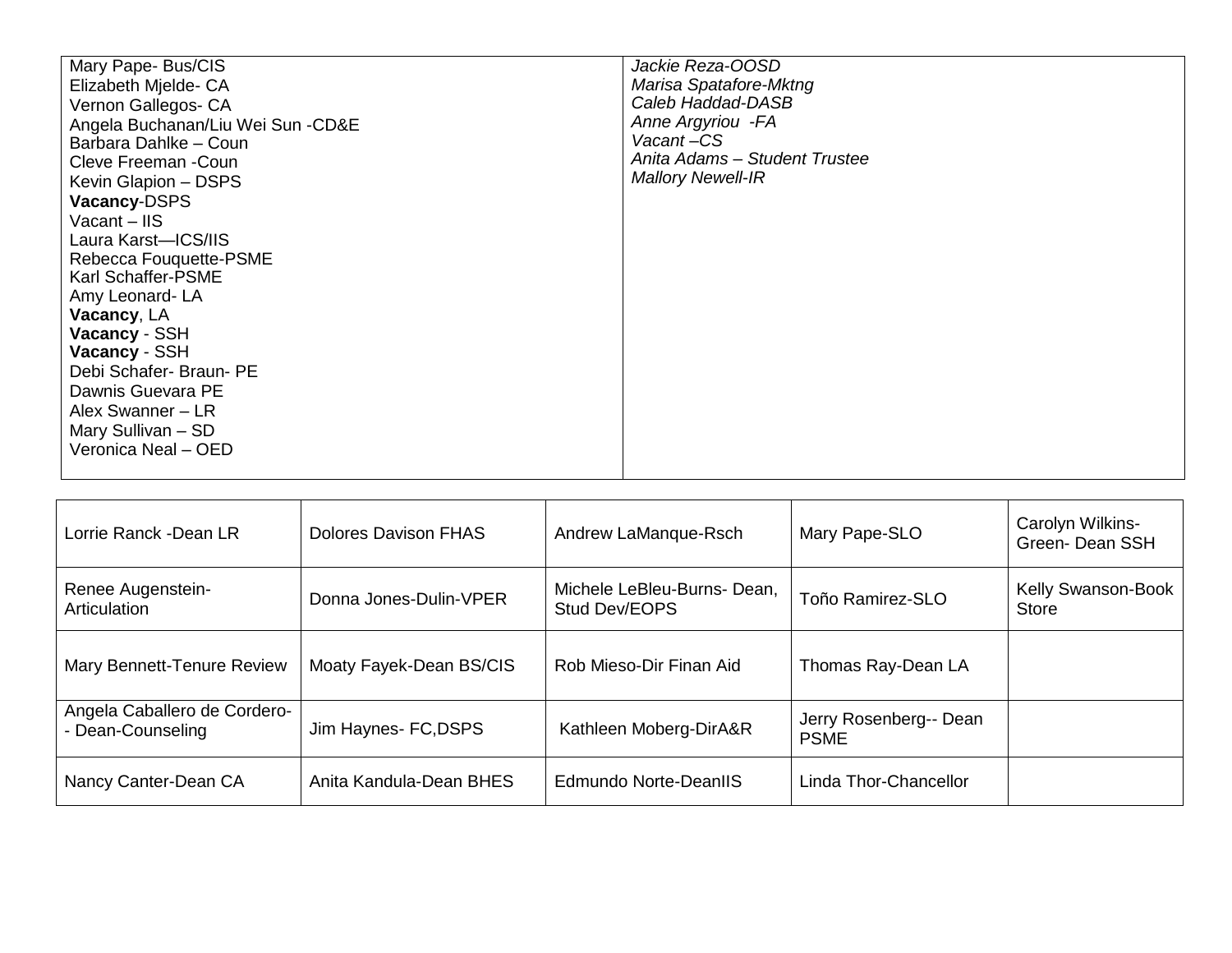| | |
|---|---|
| Mary Pape- Bus/CIS<br>Elizabeth Mjelde- CA<br>Vernon Gallegos- CA<br>Angela Buchanan/Liu Wei Sun -CD&E<br>Barbara Dahlke – Coun<br>Cleve Freeman -Coun<br>Kevin Glapion – DSPS<br>**Vacancy**-DSPS<br>Vacant – IIS<br>Laura Karst—ICS/IIS<br>Rebecca Fouquette-PSME<br>Karl Schaffer-PSME<br>Amy Leonard- LA<br>**Vacancy**, LA<br>**Vacancy** - SSH<br>**Vacancy** - SSH<br>Debi Schafer- Braun- PE<br>Dawnis Guevara PE<br>Alex Swanner – LR<br>Mary Sullivan – SD<br>Veronica Neal – OED | *Jackie Reza-OOSD*<br>*Marisa Spatafore-Mktng*<br>*Caleb Haddad-DASB*<br>*Anne Argyriou -FA*<br>*Vacant –CS*<br>*Anita Adams – Student Trustee*<br>*Mallory Newell-IR* |

| | | | | |
|---|---|---|---|---|
| Lorrie Ranck -Dean LR | Dolores Davison FHAS | Andrew LaManque-Rsch | Mary Pape-SLO | Carolyn Wilkins-Green- Dean SSH |
| Renee Augenstein-Articulation | Donna Jones-Dulin-VPER | Michele LeBleu-Burns- Dean, Stud Dev/EOPS | Toño Ramirez-SLO | Kelly Swanson-Book Store |
| Mary Bennett-Tenure Review | Moaty Fayek-Dean BS/CIS | Rob Mieso-Dir Finan Aid | Thomas Ray-Dean LA | |
| Angela Caballero de Cordero--Dean-Counseling | Jim Haynes- FC,DSPS | Kathleen Moberg-DirA&R | Jerry Rosenberg-- Dean PSME | |
| Nancy Canter-Dean CA | Anita Kandula-Dean BHES | Edmundo Norte-DeanIIS | Linda Thor-Chancellor | |